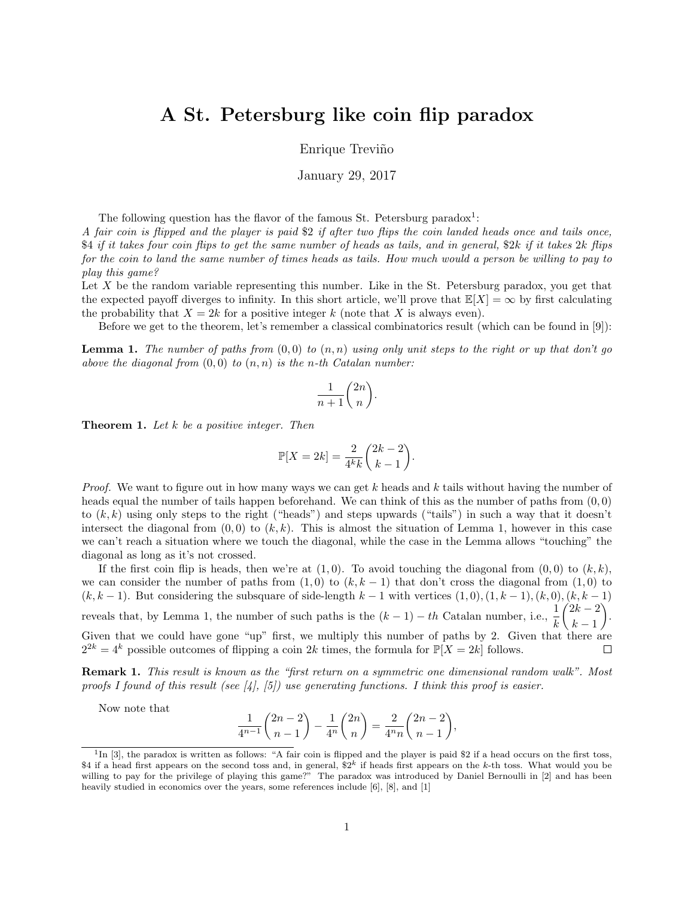# A St. Petersburg like coin flip paradox

Enrique Treviño

January 29, 2017

The following question has the flavor of the famous St. Petersburg paradox[1]:
*A fair coin is flipped and the player is paid \$2 if after two flips the coin landed heads once and tails once, \$4 if it takes four coin flips to get the same number of heads as tails, and in general, \$$2k$ if it takes $2k$ flips for the coin to land the same number of times heads as tails. How much would a person be willing to pay to play this game?*
Let $X$ be the random variable representing this number. Like in the St. Petersburg paradox, you get that the expected payoff diverges to infinity. In this short article, we'll prove that $\mathbb{E}[X] = \infty$ by first calculating the probability that $X = 2k$ for a positive integer $k$ (note that $X$ is always even).

Before we get to the theorem, let's remember a classical combinatorics result (which can be found in [9]):

**Lemma 1.** *The number of paths from $(0,0)$ to $(n,n)$ using only unit steps to the right or up that don't go above the diagonal from $(0,0)$ to $(n,n)$ is the $n$-th Catalan number:*

$$\frac{1}{n+1}\binom{2n}{n}.$$

**Theorem 1.** *Let $k$ be a positive integer. Then*

$$\mathbb{P}[X = 2k] = \frac{2}{4^k k}\binom{2k-2}{k-1}.$$

*Proof.* We want to figure out in how many ways we can get $k$ heads and $k$ tails without having the number of heads equal the number of tails happen beforehand. We can think of this as the number of paths from $(0,0)$ to $(k,k)$ using only steps to the right ("heads") and steps upwards ("tails") in such a way that it doesn't intersect the diagonal from $(0,0)$ to $(k,k)$. This is almost the situation of Lemma 1, however in this case we can't reach a situation where we touch the diagonal, while the case in the Lemma allows "touching" the diagonal as long as it's not crossed.

If the first coin flip is heads, then we're at $(1,0)$. To avoid touching the diagonal from $(0,0)$ to $(k,k)$, we can consider the number of paths from $(1,0)$ to $(k,k-1)$ that don't cross the diagonal from $(1,0)$ to $(k,k-1)$. But considering the subsquare of side-length $k-1$ with vertices $(1,0),(1,k-1),(k,0),(k,k-1)$ reveals that, by Lemma 1, the number of such paths is the $(k-1)-th$ Catalan number, i.e., $\frac{1}{k}\binom{2k-2}{k-1}$. Given that we could have gone "up" first, we multiply this number of paths by 2. Given that there are $2^{2k} = 4^k$ possible outcomes of flipping a coin $2k$ times, the formula for $\mathbb{P}[X = 2k]$ follows. ∎

**Remark 1.** *This result is known as the "first return on a symmetric one dimensional random walk". Most proofs I found of this result (see [4], [5]) use generating functions. I think this proof is easier.*

Now note that

$$\frac{1}{4^{n-1}}\binom{2n-2}{n-1} - \frac{1}{4^n}\binom{2n}{n} = \frac{2}{4^n n}\binom{2n-2}{n-1},$$

[1] In [3], the paradox is written as follows: "A fair coin is flipped and the player is paid \$2 if a head occurs on the first toss, \$4 if a head first appears on the second toss and, in general, \$$2^k$ if heads first appears on the $k$-th toss. What would you be willing to pay for the privilege of playing this game?" The paradox was introduced by Daniel Bernoulli in [2] and has been heavily studied in economics over the years, some references include [6], [8], and [1]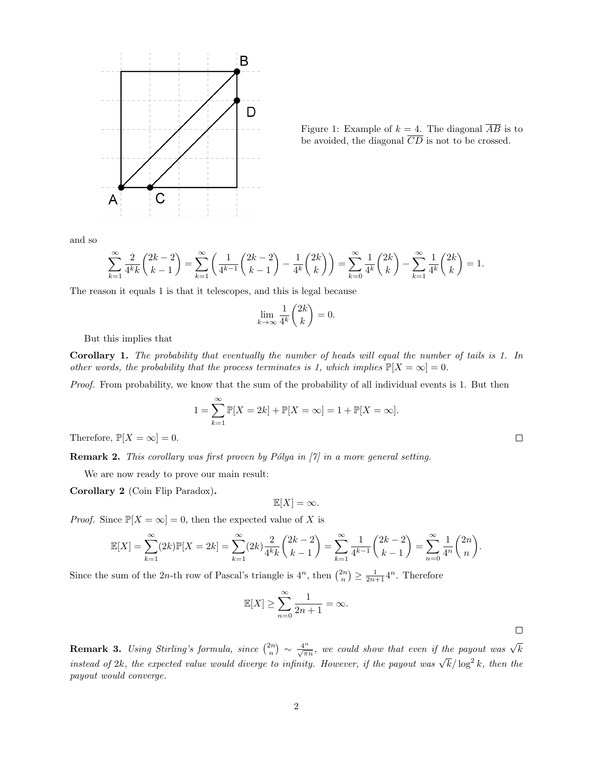Figure 1: Example of $k = 4$. The diagonal $\overline{AB}$ is to be avoided, the diagonal $\overline{CD}$ is not to be crossed.

and so

$$\sum_{k=1}^{\infty} \frac{2}{4^k k}\binom{2k-2}{k-1} = \sum_{k=1}^{\infty}\left(\frac{1}{4^{k-1}}\binom{2k-2}{k-1} - \frac{1}{4^k}\binom{2k}{k}\right) = \sum_{k=0}^{\infty}\frac{1}{4^k}\binom{2k}{k} - \sum_{k=1}^{\infty}\frac{1}{4^k}\binom{2k}{k} = 1.$$

The reason it equals 1 is that it telescopes, and this is legal because

$$\lim_{k\to\infty}\frac{1}{4^k}\binom{2k}{k} = 0.$$

But this implies that

**Corollary 1.** *The probability that eventually the number of heads will equal the number of tails is 1. In other words, the probability that the process terminates is 1, which implies $\mathbb{P}[X = \infty] = 0$.*

*Proof.* From probability, we know that the sum of the probability of all individual events is 1. But then

$$1 = \sum_{k=1}^{\infty}\mathbb{P}[X = 2k] + \mathbb{P}[X = \infty] = 1 + \mathbb{P}[X = \infty].$$

Therefore, $\mathbb{P}[X = \infty] = 0$. □

**Remark 2.** *This corollary was first proven by Pólya in [7] in a more general setting.*

We are now ready to prove our main result:

**Corollary 2** (Coin Flip Paradox)**.**

$$\mathbb{E}[X] = \infty.$$

*Proof.* Since $\mathbb{P}[X = \infty] = 0$, then the expected value of $X$ is

$$\mathbb{E}[X] = \sum_{k=1}^{\infty}(2k)\mathbb{P}[X = 2k] = \sum_{k=1}^{\infty}(2k)\frac{2}{4^k k}\binom{2k-2}{k-1} = \sum_{k=1}^{\infty}\frac{1}{4^{k-1}}\binom{2k-2}{k-1} = \sum_{n=0}^{\infty}\frac{1}{4^n}\binom{2n}{n}.$$

Since the sum of the $2n$-th row of Pascal's triangle is $4^n$, then $\binom{2n}{n} \geq \frac{1}{2n+1}4^n$. Therefore

$$\mathbb{E}[X] \geq \sum_{n=0}^{\infty}\frac{1}{2n+1} = \infty.$$

□

**Remark 3.** *Using Stirling's formula, since $\binom{2n}{n} \sim \frac{4^n}{\sqrt{\pi n}}$, we could show that even if the payout was $\sqrt{k}$ instead of $2k$, the expected value would diverge to infinity. However, if the payout was $\sqrt{k}/\log^2 k$, then the payout would converge.*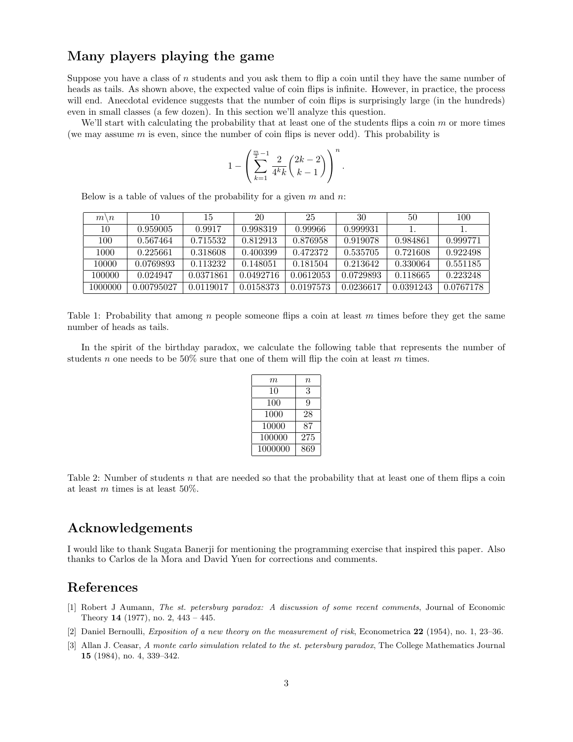## Many players playing the game

Suppose you have a class of $n$ students and you ask them to flip a coin until they have the same number of heads as tails. As shown above, the expected value of coin flips is infinite. However, in practice, the process will end. Anecdotal evidence suggests that the number of coin flips is surprisingly large (in the hundreds) even in small classes (a few dozen). In this section we'll analyze this question.

We'll start with calculating the probability that at least one of the students flips a coin $m$ or more times (we may assume $m$ is even, since the number of coin flips is never odd). This probability is

$$1 - \left( \sum_{k=1}^{\frac{m}{2}-1} \frac{2}{4^k k} \binom{2k-2}{k-1} \right)^n .$$

Below is a table of values of the probability for a given $m$ and $n$:

| $m \backslash n$ | 10 | 15 | 20 | 25 | 30 | 50 | 100 |
|---|---|---|---|---|---|---|---|
| 10 | 0.959005 | 0.9917 | 0.998319 | 0.99966 | 0.999931 | 1. | 1. |
| 100 | 0.567464 | 0.715532 | 0.812913 | 0.876958 | 0.919078 | 0.984861 | 0.999771 |
| 1000 | 0.225661 | 0.318608 | 0.400399 | 0.472372 | 0.535705 | 0.721608 | 0.922498 |
| 10000 | 0.0769893 | 0.113232 | 0.148051 | 0.181504 | 0.213642 | 0.330064 | 0.551185 |
| 100000 | 0.024947 | 0.0371861 | 0.0492716 | 0.0612053 | 0.0729893 | 0.118665 | 0.223248 |
| 1000000 | 0.00795027 | 0.0119017 | 0.0158373 | 0.0197573 | 0.0236617 | 0.0391243 | 0.0767178 |

Table 1: Probability that among $n$ people someone flips a coin at least $m$ times before they get the same number of heads as tails.

In the spirit of the birthday paradox, we calculate the following table that represents the number of students $n$ one needs to be 50% sure that one of them will flip the coin at least $m$ times.

| $m$ | $n$ |
|---|---|
| 10 | 3 |
| 100 | 9 |
| 1000 | 28 |
| 10000 | 87 |
| 100000 | 275 |
| 1000000 | 869 |

Table 2: Number of students $n$ that are needed so that the probability that at least one of them flips a coin at least $m$ times is at least 50%.

## Acknowledgements

I would like to thank Sugata Banerji for mentioning the programming exercise that inspired this paper. Also thanks to Carlos de la Mora and David Yuen for corrections and comments.

## References

[1] Robert J Aumann, *The st. petersburg paradox: A discussion of some recent comments*, Journal of Economic Theory **14** (1977), no. 2, 443 – 445.

[2] Daniel Bernoulli, *Exposition of a new theory on the measurement of risk*, Econometrica **22** (1954), no. 1, 23–36.

[3] Allan J. Ceasar, *A monte carlo simulation related to the st. petersburg paradox*, The College Mathematics Journal **15** (1984), no. 4, 339–342.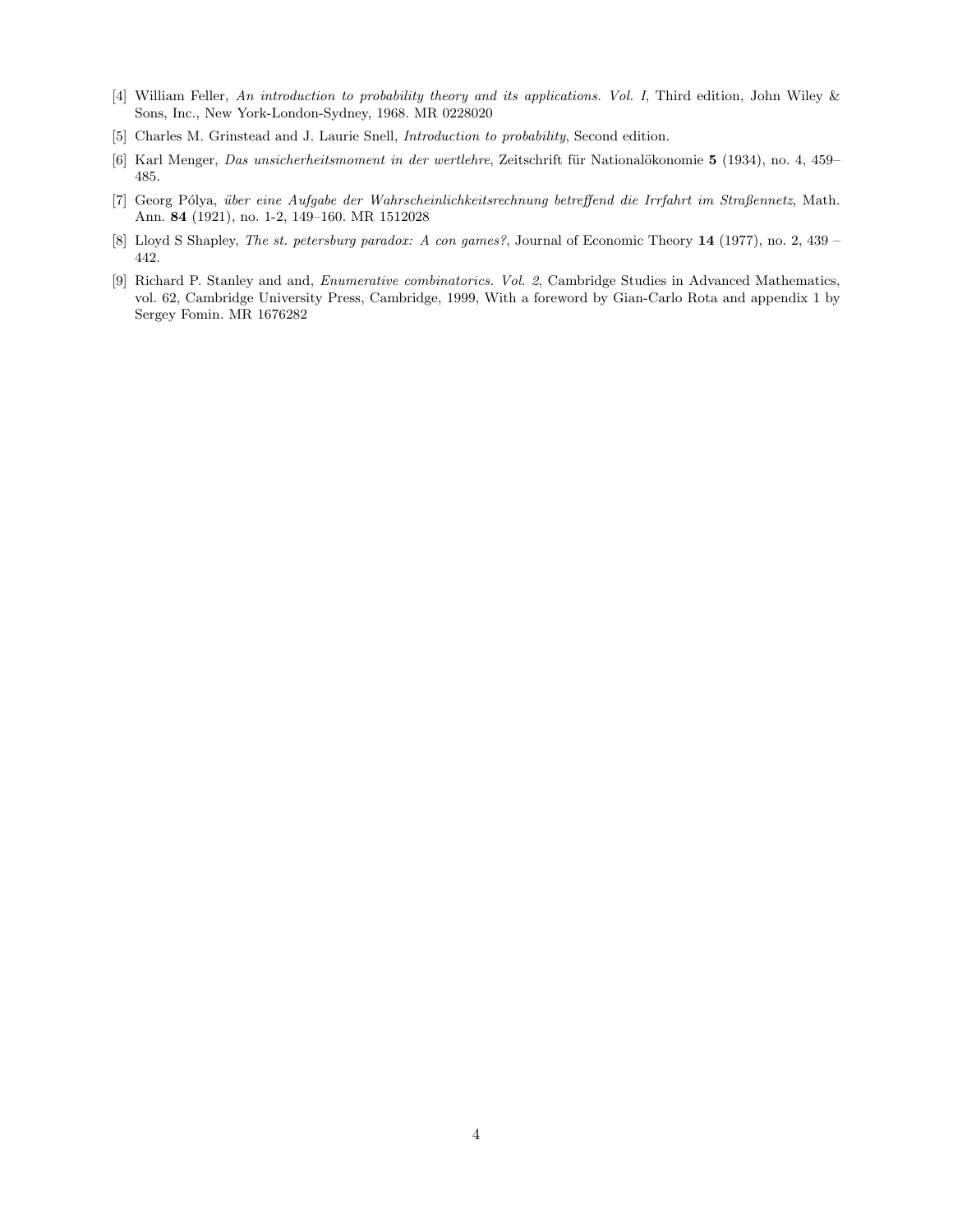[4] William Feller, *An introduction to probability theory and its applications. Vol. I*, Third edition, John Wiley & Sons, Inc., New York-London-Sydney, 1968. MR 0228020

[5] Charles M. Grinstead and J. Laurie Snell, *Introduction to probability*, Second edition.

[6] Karl Menger, *Das unsicherheitsmoment in der wertlehre*, Zeitschrift für Nationalökonomie **5** (1934), no. 4, 459–485.

[7] Georg Pólya, *über eine Aufgabe der Wahrscheinlichkeitsrechnung betreffend die Irrfahrt im Straßennetz*, Math. Ann. **84** (1921), no. 1-2, 149–160. MR 1512028

[8] Lloyd S Shapley, *The st. petersburg paradox: A con games?*, Journal of Economic Theory **14** (1977), no. 2, 439 – 442.

[9] Richard P. Stanley and and, *Enumerative combinatorics. Vol. 2*, Cambridge Studies in Advanced Mathematics, vol. 62, Cambridge University Press, Cambridge, 1999, With a foreword by Gian-Carlo Rota and appendix 1 by Sergey Fomin. MR 1676282